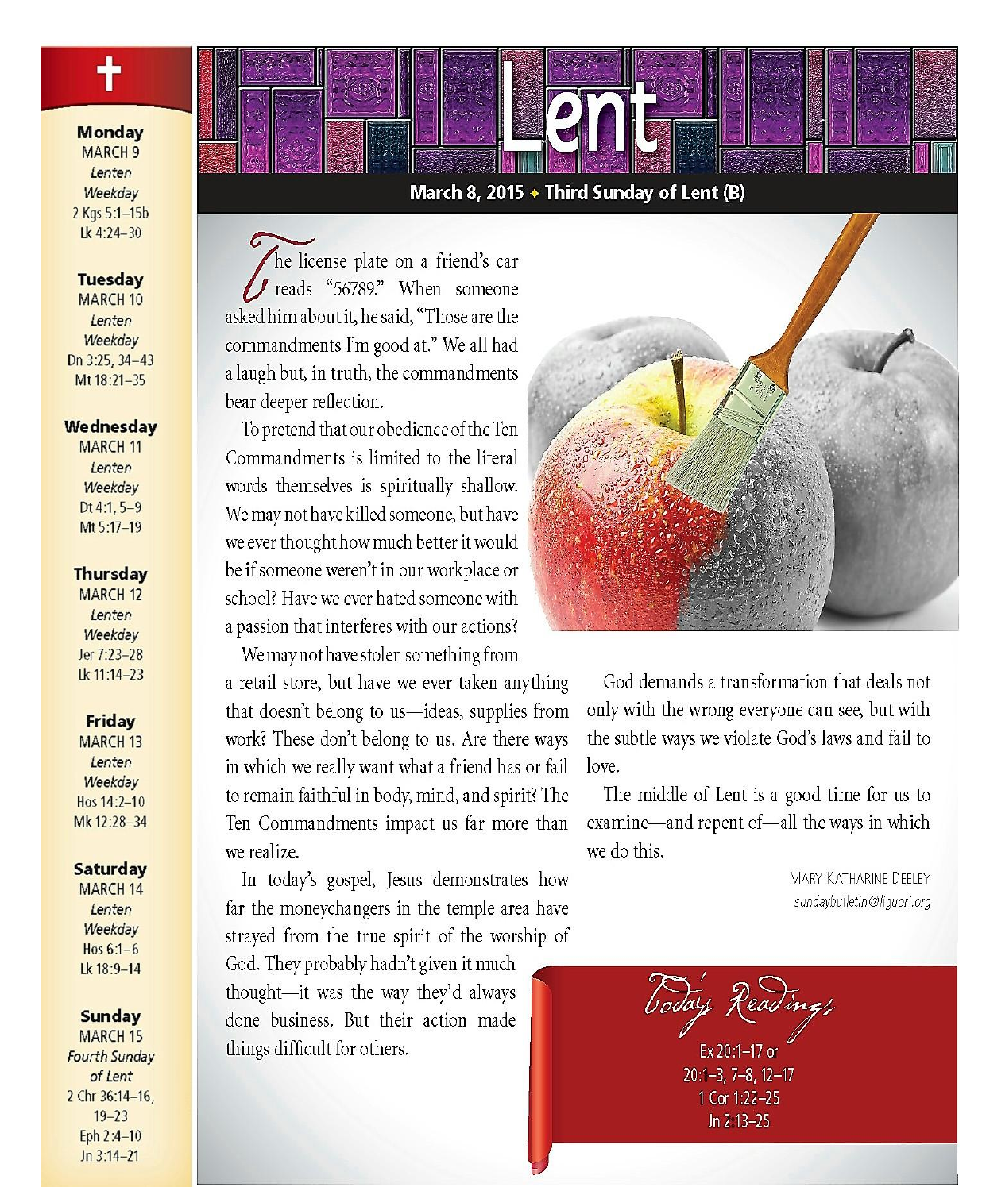# Lent

**March 8, 2015 ✦ Third Sunday of Lent (B)**

The license plate on a friend's car reads "56789." When someone asked him about it, he said, "Those are the commandments I'm good at." We all had a laugh but, in truth, the commandments bear deeper reflection.

To pretend that our obedience of the Ten Commandments is limited to the literal words themselves is spiritually shallow. We may not have killed someone, but have we ever thought how much better it would be if someone weren't in our workplace or school? Have we ever hated someone with a passion that interferes with our actions?

We may not have stolen something from a retail store, but have we ever taken anything that doesn't belong to us—ideas, supplies from work? These don't belong to us. Are there ways in which we really want what a friend has or fail to remain faithful in body, mind, and spirit? The Ten Commandments impact us far more than we realize.

In today's gospel, Jesus demonstrates how far the moneychangers in the temple area have strayed from the true spirit of the worship of God. They probably hadn't given it much thought—it was the way they'd always done business. But their action made things difficult for others.

God demands a transformation that deals not only with the wrong everyone can see, but with the subtle ways we violate God's laws and fail to love.

The middle of Lent is a good time for us to examine—and repent of—all the ways in which we do this.

Mary Katharine Deeley
*sundaybulletin@liguori.org*

## Today's Readings

Ex 20:1–17 or
20:1–3, 7–8, 12–17
1 Cor 1:22–25
Jn 2:13–25

---

**Monday**
MARCH 9
*Lenten Weekday*
2 Kgs 5:1–15b
Lk 4:24–30

**Tuesday**
MARCH 10
*Lenten Weekday*
Dn 3:25, 34–43
Mt 18:21–35

**Wednesday**
MARCH 11
*Lenten Weekday*
Dt 4:1, 5–9
Mt 5:17–19

**Thursday**
MARCH 12
*Lenten Weekday*
Jer 7:23–28
Lk 11:14–23

**Friday**
MARCH 13
*Lenten Weekday*
Hos 14:2–10
Mk 12:28–34

**Saturday**
MARCH 14
*Lenten Weekday*
Hos 6:1–6
Lk 18:9–14

**Sunday**
MARCH 15
*Fourth Sunday of Lent*
2 Chr 36:14–16, 19–23
Eph 2:4–10
Jn 3:14–21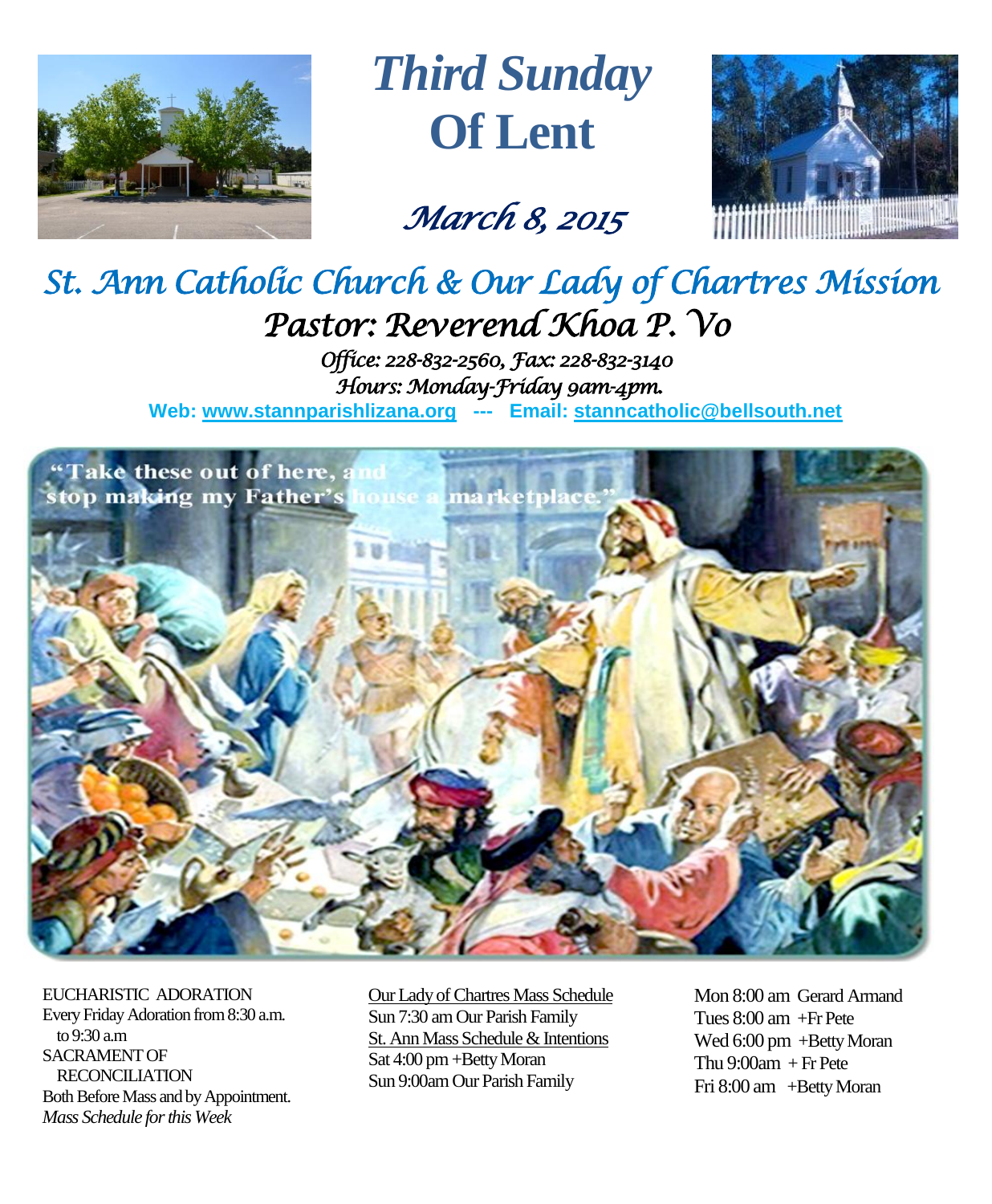# Third Sunday Of Lent

*March 8, 2015*

## *St. Ann Catholic Church & Our Lady of Chartres Mission*

### *Pastor: Reverend Khoa P. Vo*

*Office: 228-832-2560, Fax: 228-832-3140*
*Hours: Monday-Friday 9am-4pm.*

**Web: [www.stannparishlizana.org](http://www.stannparishlizana.org) --- Email: [stanncatholic@bellsouth.net](mailto:stanncatholic@bellsouth.net)**

"Take these out of here, and stop making my Father's house a marketplace."

EUCHARISTIC ADORATION
Every Friday Adoration from 8:30 a.m. to 9:30 a.m

SACRAMENT OF RECONCILIATION
Both Before Mass and by Appointment.

*Mass Schedule for this Week*

Our Lady of Chartres Mass Schedule
Sun 7:30 am Our Parish Family

St. Ann Mass Schedule & Intentions
Sat 4:00 pm +Betty Moran
Sun 9:00am Our Parish Family

Mon 8:00 am Gerard Armand
Tues 8:00 am +Fr Pete
Wed 6:00 pm +Betty Moran
Thu 9:00am + Fr Pete
Fri 8:00 am +Betty Moran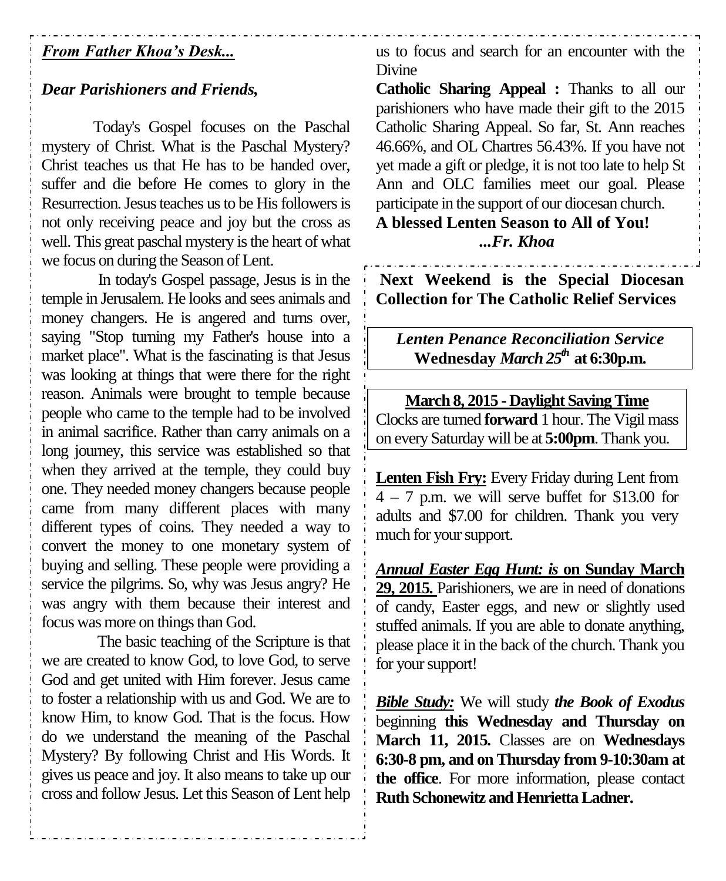***From Father Khoa's Desk...***

***Dear Parishioners and Friends,***

Today's Gospel focuses on the Paschal mystery of Christ. What is the Paschal Mystery? Christ teaches us that He has to be handed over, suffer and die before He comes to glory in the Resurrection. Jesus teaches us to be His followers is not only receiving peace and joy but the cross as well. This great paschal mystery is the heart of what we focus on during the Season of Lent.

In today's Gospel passage, Jesus is in the temple in Jerusalem. He looks and sees animals and money changers. He is angered and turns over, saying "Stop turning my Father's house into a market place". What is the fascinating is that Jesus was looking at things that were there for the right reason. Animals were brought to temple because people who came to the temple had to be involved in animal sacrifice. Rather than carry animals on a long journey, this service was established so that when they arrived at the temple, they could buy one. They needed money changers because people came from many different places with many different types of coins. They needed a way to convert the money to one monetary system of buying and selling. These people were providing a service the pilgrims. So, why was Jesus angry? He was angry with them because their interest and focus was more on things than God.

The basic teaching of the Scripture is that we are created to know God, to love God, to serve God and get united with Him forever. Jesus came to foster a relationship with us and God. We are to know Him, to know God. That is the focus. How do we understand the meaning of the Paschal Mystery? By following Christ and His Words. It gives us peace and joy. It also means to take up our cross and follow Jesus. Let this Season of Lent help us to focus and search for an encounter with the Divine

**Catholic Sharing Appeal :** Thanks to all our parishioners who have made their gift to the 2015 Catholic Sharing Appeal. So far, St. Ann reaches 46.66%, and OL Chartres 56.43%. If you have not yet made a gift or pledge, it is not too late to help St Ann and OLC families meet our goal. Please participate in the support of our diocesan church.

**A blessed Lenten Season to All of You!**

***...Fr. Khoa***

**Next Weekend is the Special Diocesan Collection for The Catholic Relief Services**

***Lenten Penance Reconciliation Service***
**Wednesday *March 25th* at 6:30p.m.**

**March 8, 2015 - Daylight Saving Time**

Clocks are turned **forward** 1 hour. The Vigil mass on every Saturday will be at **5:00pm**. Thank you.

**Lenten Fish Fry:** Every Friday during Lent from 4 – 7 p.m. we will serve buffet for $13.00 for adults and $7.00 for children. Thank you very much for your support.

***Annual Easter Egg Hunt: is* on Sunday March 29, 2015.** Parishioners, we are in need of donations of candy, Easter eggs, and new or slightly used stuffed animals. If you are able to donate anything, please place it in the back of the church. Thank you for your support!

***Bible Study:*** We will study ***the Book of Exodus*** beginning **this Wednesday and Thursday on March 11, 2015.** Classes are on **Wednesdays 6:30-8 pm, and on Thursday from 9-10:30am at the office**. For more information, please contact **Ruth Schonewitz and Henrietta Ladner.**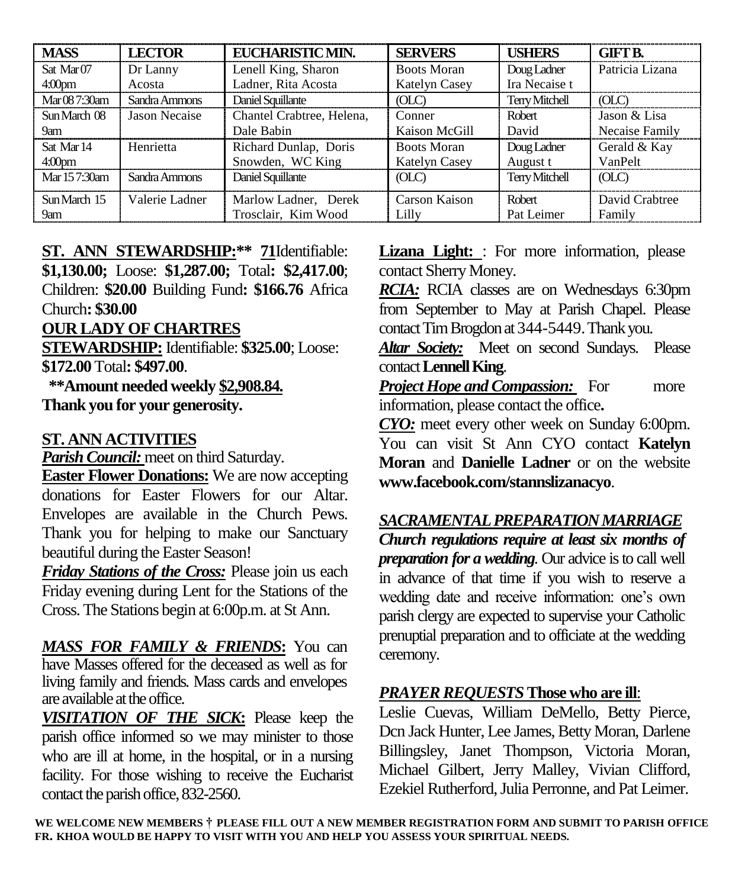| MASS | LECTOR | EUCHARISTIC MIN. | SERVERS | USHERS | GIFT B. |
|---|---|---|---|---|---|
| Sat Mar 07 4:00pm | Dr Lanny Acosta | Lenell King, Sharon Ladner, Rita Acosta | Boots Moran Katelyn Casey | Doug Ladner Ira Necaise t | Patricia Lizana |
| Mar 08 7:30am | Sandra Ammons | Daniel Squillante | (OLC) | Terry Mitchell | (OLC) |
| Sun March 08 9am | Jason Necaise | Chantel Crabtree, Helena, Dale Babin | Conner Kaison McGill | Robert David | Jason & Lisa Necaise Family |
| Sat Mar 14 4:00pm | Henrietta | Richard Dunlap, Doris Snowden, WC King | Boots Moran Katelyn Casey | Doug Ladner August t | Gerald & Kay VanPelt |
| Mar 15 7:30am | Sandra Ammons | Daniel Squillante | (OLC) | Terry Mitchell | (OLC) |
| Sun March 15 9am | Valerie Ladner | Marlow Ladner, Derek Trosclair, Kim Wood | Carson Kaison Lilly | Robert Pat Leimer | David Crabtree Family |

**ST. ANN STEWARDSHIP:\*\* 71**Identifiable: **$1,130.00;** Loose: **$1,287.00;** Total**: $2,417.00**; Children: **$20.00** Building Fund**: $166.76** Africa Church**: $30.00**

**OUR LADY OF CHARTRES STEWARDSHIP:** Identifiable: **$325.00**; Loose: **$172.00** Total**: $497.00**.

**\*\*Amount needed weekly $2,908.84.**
**Thank you for your generosity.**

**ST. ANN ACTIVITIES**

***Parish Council:*** meet on third Saturday.

**Easter Flower Donations:** We are now accepting donations for Easter Flowers for our Altar. Envelopes are available in the Church Pews. Thank you for helping to make our Sanctuary beautiful during the Easter Season!

***Friday Stations of the Cross:*** Please join us each Friday evening during Lent for the Stations of the Cross. The Stations begin at 6:00p.m. at St Ann.

***MASS FOR FAMILY & FRIENDS*:** You can have Masses offered for the deceased as well as for living family and friends. Mass cards and envelopes are available at the office.

***VISITATION OF THE SICK*:** Please keep the parish office informed so we may minister to those who are ill at home, in the hospital, or in a nursing facility. For those wishing to receive the Eucharist contact the parish office, 832-2560.

**Lizana Light:** : For more information, please contact Sherry Money.

***RCIA:*** RCIA classes are on Wednesdays 6:30pm from September to May at Parish Chapel. Please contact Tim Brogdon at 344-5449. Thank you.

***Altar Society:*** Meet on second Sundays. Please contact **Lennell King**.

***Project Hope and Compassion:*** For more information, please contact the office**.**

***CYO:*** meet every other week on Sunday 6:00pm. You can visit St Ann CYO contact **Katelyn Moran** and **Danielle Ladner** or on the website **www.facebook.com/stannslizanacyo**.

***SACRAMENTAL PREPARATION MARRIAGE***

***Church regulations require at least six months of preparation for a wedding***. Our advice is to call well in advance of that time if you wish to reserve a wedding date and receive information: one's own parish clergy are expected to supervise your Catholic prenuptial preparation and to officiate at the wedding ceremony.

***PRAYER REQUESTS* Those who are ill**:
Leslie Cuevas, William DeMello, Betty Pierce, Dcn Jack Hunter, Lee James, Betty Moran, Darlene Billingsley, Janet Thompson, Victoria Moran, Michael Gilbert, Jerry Malley, Vivian Clifford, Ezekiel Rutherford, Julia Perronne, and Pat Leimer.

**WE WELCOME NEW MEMBERS † PLEASE FILL OUT A NEW MEMBER REGISTRATION FORM AND SUBMIT TO PARISH OFFICE FR. KHOA WOULD BE HAPPY TO VISIT WITH YOU AND HELP YOU ASSESS YOUR SPIRITUAL NEEDS.**